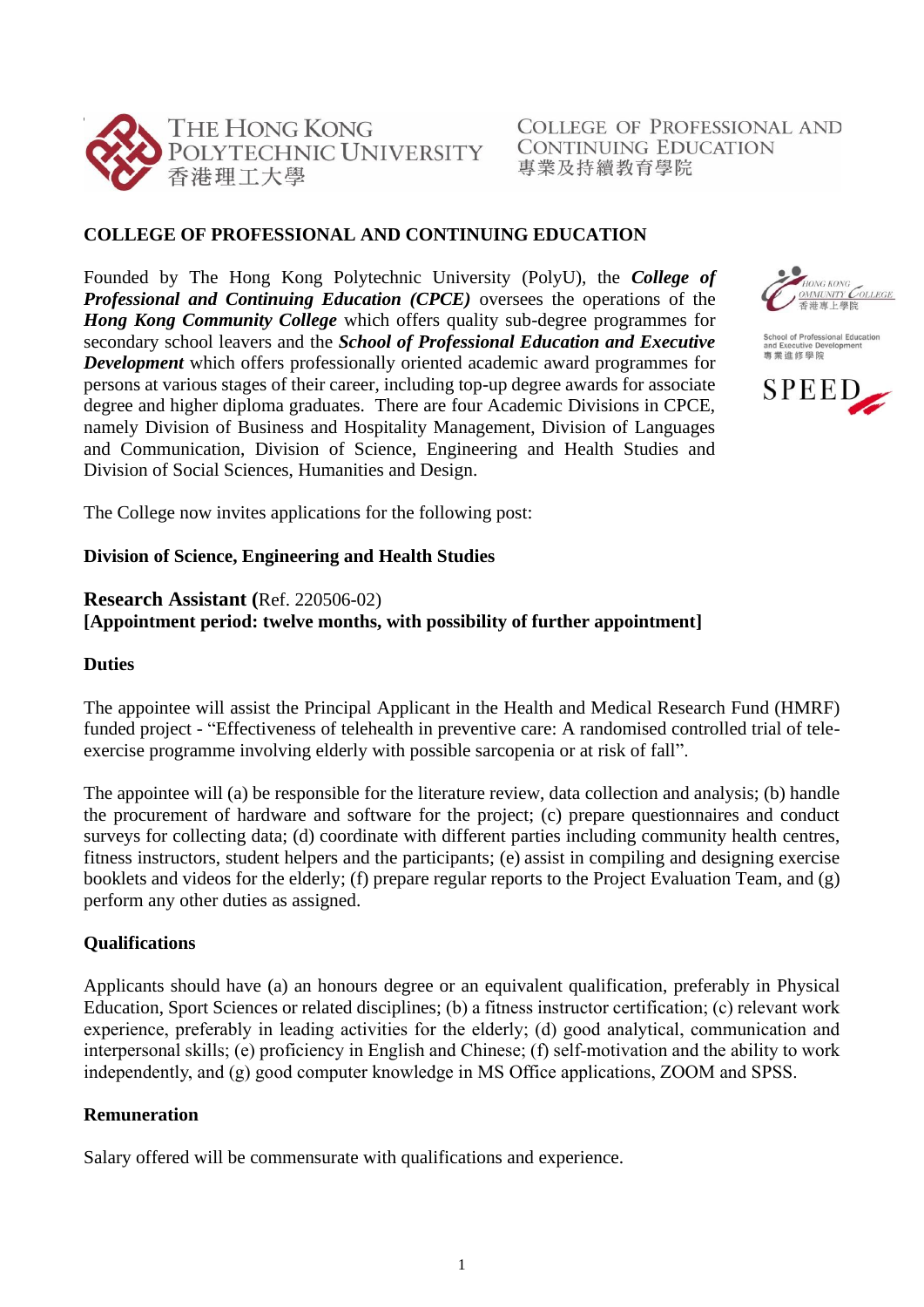THE HONG KONG POLYTECHNIC UNIVERSITY
香港理工大學

COLLEGE OF PROFESSIONAL AND CONTINUING EDUCATION
專業及持續教育學院

## COLLEGE OF PROFESSIONAL AND CONTINUING EDUCATION

Founded by The Hong Kong Polytechnic University (PolyU), the ***College of Professional and Continuing Education (CPCE)*** oversees the operations of the ***Hong Kong Community College*** which offers quality sub-degree programmes for secondary school leavers and the ***School of Professional Education and Executive Development*** which offers professionally oriented academic award programmes for persons at various stages of their career, including top-up degree awards for associate degree and higher diploma graduates. There are four Academic Divisions in CPCE, namely Division of Business and Hospitality Management, Division of Languages and Communication, Division of Science, Engineering and Health Studies and Division of Social Sciences, Humanities and Design.

Hong Kong Community College 香港專上學院

School of Professional Education and Executive Development 專業進修學院

SPEED

The College now invites applications for the following post:

**Division of Science, Engineering and Health Studies**

**Research Assistant (**Ref. 220506-02)
**[Appointment period: twelve months, with possibility of further appointment]**

### Duties

The appointee will assist the Principal Applicant in the Health and Medical Research Fund (HMRF) funded project - "Effectiveness of telehealth in preventive care: A randomised controlled trial of tele-exercise programme involving elderly with possible sarcopenia or at risk of fall".

The appointee will (a) be responsible for the literature review, data collection and analysis; (b) handle the procurement of hardware and software for the project; (c) prepare questionnaires and conduct surveys for collecting data; (d) coordinate with different parties including community health centres, fitness instructors, student helpers and the participants; (e) assist in compiling and designing exercise booklets and videos for the elderly; (f) prepare regular reports to the Project Evaluation Team, and (g) perform any other duties as assigned.

### Qualifications

Applicants should have (a) an honours degree or an equivalent qualification, preferably in Physical Education, Sport Sciences or related disciplines; (b) a fitness instructor certification; (c) relevant work experience, preferably in leading activities for the elderly; (d) good analytical, communication and interpersonal skills; (e) proficiency in English and Chinese; (f) self-motivation and the ability to work independently, and (g) good computer knowledge in MS Office applications, ZOOM and SPSS.

### Remuneration

Salary offered will be commensurate with qualifications and experience.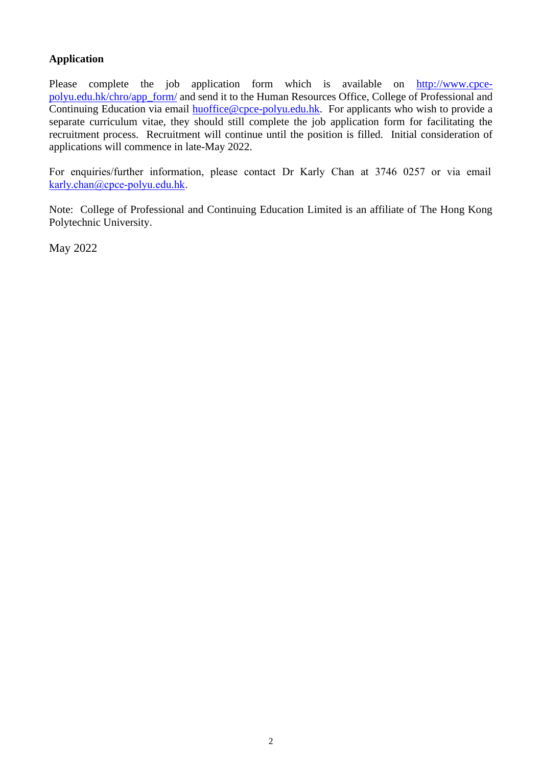**Application**

Please complete the job application form which is available on http://www.cpce-polyu.edu.hk/chro/app_form/ and send it to the Human Resources Office, College of Professional and Continuing Education via email huoffice@cpce-polyu.edu.hk. For applicants who wish to provide a separate curriculum vitae, they should still complete the job application form for facilitating the recruitment process. Recruitment will continue until the position is filled. Initial consideration of applications will commence in late-May 2022.

For enquiries/further information, please contact Dr Karly Chan at 3746 0257 or via email karly.chan@cpce-polyu.edu.hk.

Note: College of Professional and Continuing Education Limited is an affiliate of The Hong Kong Polytechnic University.

May 2022